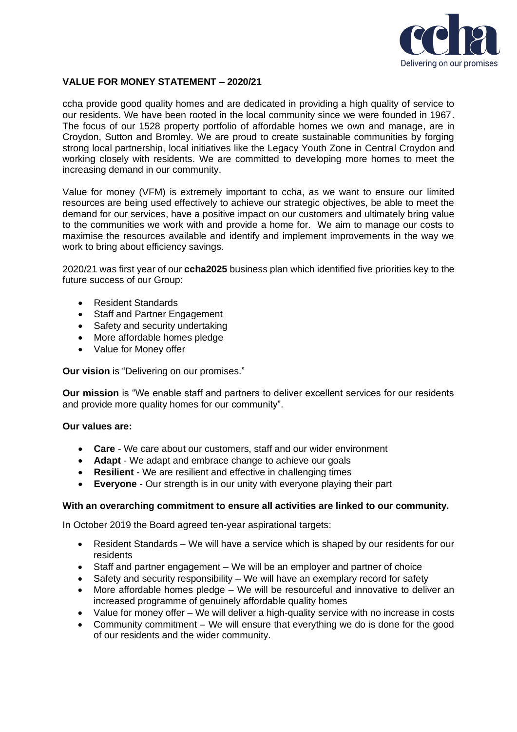# VALUE FOR MONEY STATEMENT – 2020/21

ccha provide good quality homes and are dedicated in providing a high quality of service to our residents. We have been rooted in the local community since we were founded in 1967. The focus of our 1528 property portfolio of affordable homes we own and manage, are in Croydon, Sutton and Bromley. We are proud to create sustainable communities by forging strong local partnership, local initiatives like the Legacy Youth Zone in Central Croydon and working closely with residents. We are committed to developing more homes to meet the increasing demand in our community.

Value for money (VFM) is extremely important to ccha, as we want to ensure our limited resources are being used effectively to achieve our strategic objectives, be able to meet the demand for our services, have a positive impact on our customers and ultimately bring value to the communities we work with and provide a home for. We aim to manage our costs to maximise the resources available and identify and implement improvements in the way we work to bring about efficiency savings.

2020/21 was first year of our **ccha2025** business plan which identified five priorities key to the future success of our Group:

- Resident Standards
- Staff and Partner Engagement
- Safety and security undertaking
- More affordable homes pledge
- Value for Money offer

**Our vision** is "Delivering on our promises."

**Our mission** is "We enable staff and partners to deliver excellent services for our residents and provide more quality homes for our community".

**Our values are:**

- **Care** - We care about our customers, staff and our wider environment
- **Adapt** - We adapt and embrace change to achieve our goals
- **Resilient** - We are resilient and effective in challenging times
- **Everyone** - Our strength is in our unity with everyone playing their part

**With an overarching commitment to ensure all activities are linked to our community.**

In October 2019 the Board agreed ten-year aspirational targets:

- Resident Standards – We will have a service which is shaped by our residents for our residents
- Staff and partner engagement – We will be an employer and partner of choice
- Safety and security responsibility – We will have an exemplary record for safety
- More affordable homes pledge – We will be resourceful and innovative to deliver an increased programme of genuinely affordable quality homes
- Value for money offer – We will deliver a high-quality service with no increase in costs
- Community commitment – We will ensure that everything we do is done for the good of our residents and the wider community.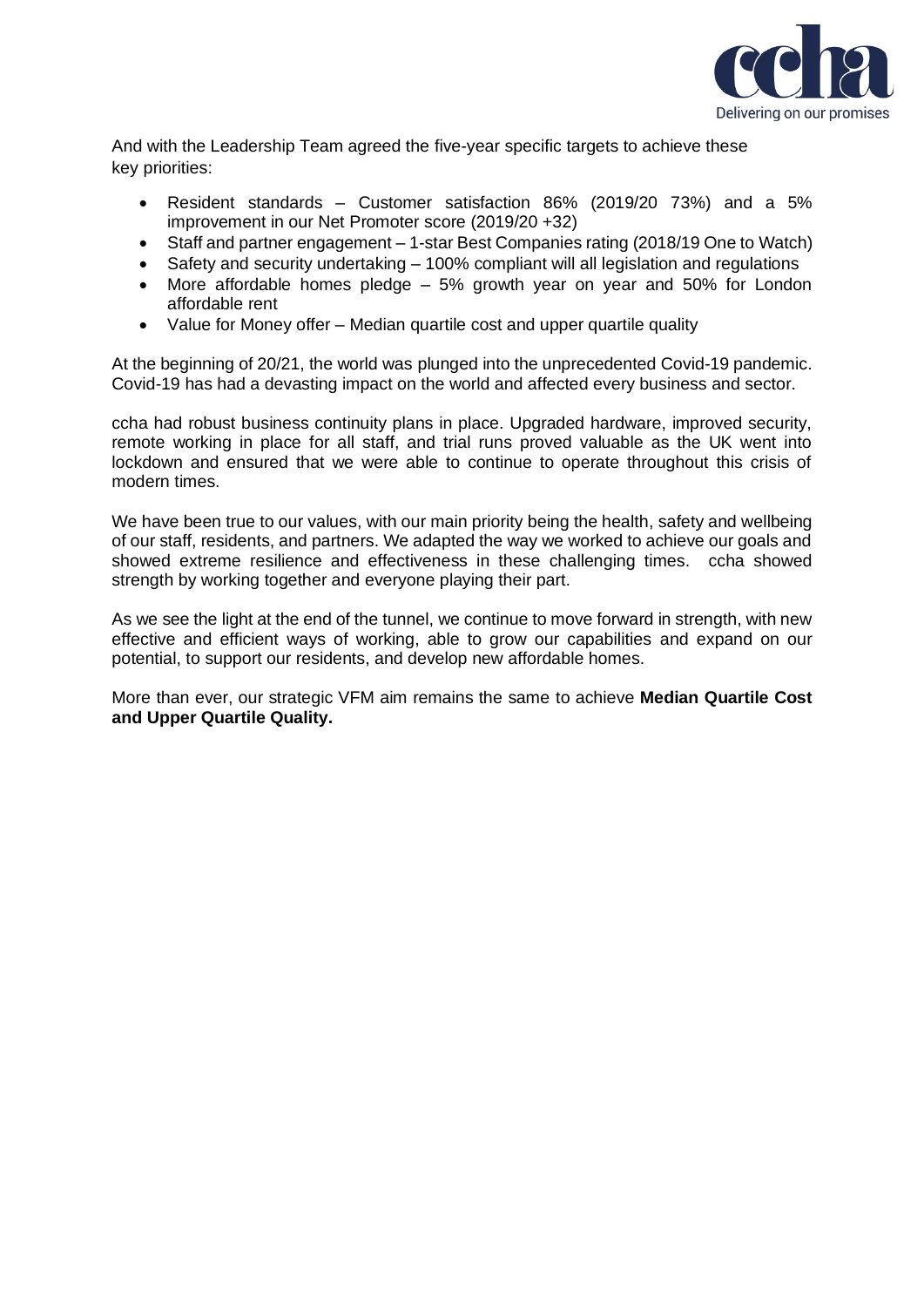And with the Leadership Team agreed the five-year specific targets to achieve these key priorities:

- Resident standards – Customer satisfaction 86% (2019/20 73%) and a 5% improvement in our Net Promoter score (2019/20 +32)
- Staff and partner engagement – 1-star Best Companies rating (2018/19 One to Watch)
- Safety and security undertaking – 100% compliant will all legislation and regulations
- More affordable homes pledge – 5% growth year on year and 50% for London affordable rent
- Value for Money offer – Median quartile cost and upper quartile quality

At the beginning of 20/21, the world was plunged into the unprecedented Covid-19 pandemic. Covid-19 has had a devasting impact on the world and affected every business and sector.

ccha had robust business continuity plans in place. Upgraded hardware, improved security, remote working in place for all staff, and trial runs proved valuable as the UK went into lockdown and ensured that we were able to continue to operate throughout this crisis of modern times.

We have been true to our values, with our main priority being the health, safety and wellbeing of our staff, residents, and partners. We adapted the way we worked to achieve our goals and showed extreme resilience and effectiveness in these challenging times. ccha showed strength by working together and everyone playing their part.

As we see the light at the end of the tunnel, we continue to move forward in strength, with new effective and efficient ways of working, able to grow our capabilities and expand on our potential, to support our residents, and develop new affordable homes.

More than ever, our strategic VFM aim remains the same to achieve **Median Quartile Cost and Upper Quartile Quality.**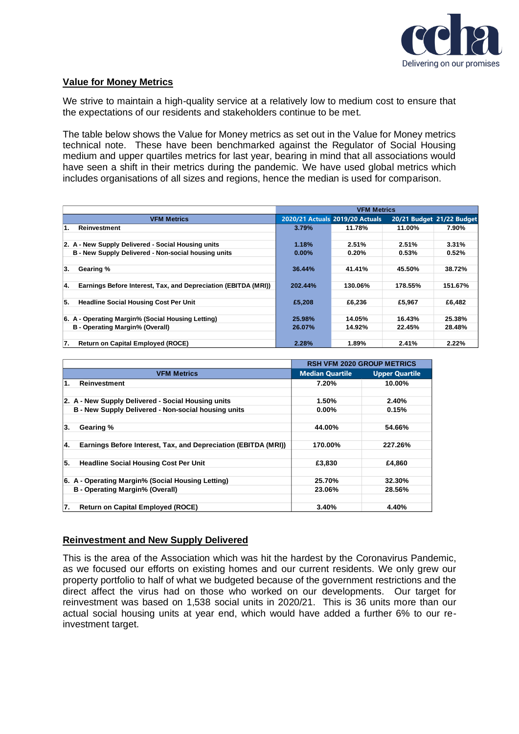## Value for Money Metrics

We strive to maintain a high-quality service at a relatively low to medium cost to ensure that the expectations of our residents and stakeholders continue to be met.

The table below shows the Value for Money metrics as set out in the Value for Money metrics technical note. These have been benchmarked against the Regulator of Social Housing medium and upper quartiles metrics for last year, bearing in mind that all associations would have seen a shift in their metrics during the pandemic. We have used global metrics which includes organisations of all sizes and regions, hence the median is used for comparison.

| | VFM Metrics | | | |
|---|---|---|---|---|
| **VFM Metrics** | **2020/21 Actuals** | **2019/20 Actuals** | **20/21 Budget** | **21/22 Budget** |
| 1. Reinvestment | 3.79% | 11.78% | 11.00% | 7.90% |
| 2. A - New Supply Delivered - Social Housing units | 1.18% | 2.51% | 2.51% | 3.31% |
| B - New Supply Delivered - Non-social housing units | 0.00% | 0.20% | 0.53% | 0.52% |
| 3. Gearing % | 36.44% | 41.41% | 45.50% | 38.72% |
| 4. Earnings Before Interest, Tax, and Depreciation (EBITDA (MRI)) | 202.44% | 130.06% | 178.55% | 151.67% |
| 5. Headline Social Housing Cost Per Unit | £5,208 | £6,236 | £5,967 | £6,482 |
| 6. A - Operating Margin% (Social Housing Letting) | 25.98% | 14.05% | 16.43% | 25.38% |
| B - Operating Margin% (Overall) | 26.07% | 14.92% | 22.45% | 28.48% |
| 7. Return on Capital Employed (ROCE) | 2.28% | 1.89% | 2.41% | 2.22% |

| | RSH VFM 2020 GROUP METRICS | |
|---|---|---|
| **VFM Metrics** | **Median Quartile** | **Upper Quartile** |
| 1. Reinvestment | 7.20% | 10.00% |
| 2. A - New Supply Delivered - Social Housing units | 1.50% | 2.40% |
| B - New Supply Delivered - Non-social housing units | 0.00% | 0.15% |
| 3. Gearing % | 44.00% | 54.66% |
| 4. Earnings Before Interest, Tax, and Depreciation (EBITDA (MRI)) | 170.00% | 227.26% |
| 5. Headline Social Housing Cost Per Unit | £3,830 | £4,860 |
| 6. A - Operating Margin% (Social Housing Letting) | 25.70% | 32.30% |
| B - Operating Margin% (Overall) | 23.06% | 28.56% |
| 7. Return on Capital Employed (ROCE) | 3.40% | 4.40% |

## Reinvestment and New Supply Delivered

This is the area of the Association which was hit the hardest by the Coronavirus Pandemic, as we focused our efforts on existing homes and our current residents. We only grew our property portfolio to half of what we budgeted because of the government restrictions and the direct affect the virus had on those who worked on our developments. Our target for reinvestment was based on 1,538 social units in 2020/21. This is 36 units more than our actual social housing units at year end, which would have added a further 6% to our re-investment target.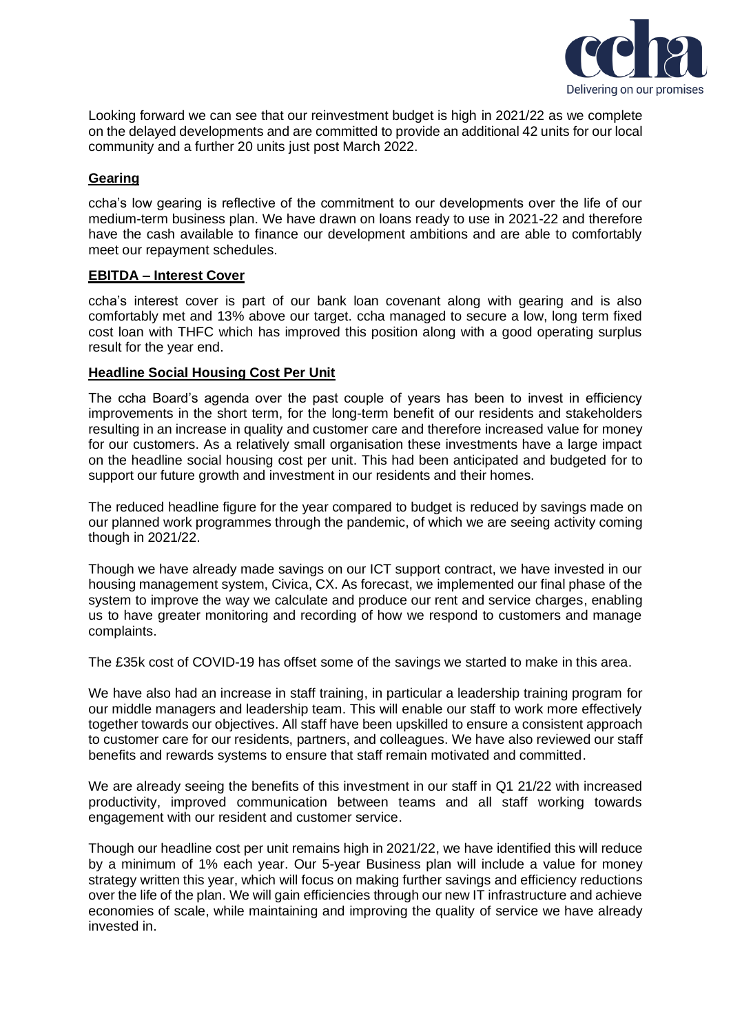Looking forward we can see that our reinvestment budget is high in 2021/22 as we complete on the delayed developments and are committed to provide an additional 42 units for our local community and a further 20 units just post March 2022.

## Gearing

ccha's low gearing is reflective of the commitment to our developments over the life of our medium-term business plan. We have drawn on loans ready to use in 2021-22 and therefore have the cash available to finance our development ambitions and are able to comfortably meet our repayment schedules.

## EBITDA – Interest Cover

ccha's interest cover is part of our bank loan covenant along with gearing and is also comfortably met and 13% above our target. ccha managed to secure a low, long term fixed cost loan with THFC which has improved this position along with a good operating surplus result for the year end.

## Headline Social Housing Cost Per Unit

The ccha Board's agenda over the past couple of years has been to invest in efficiency improvements in the short term, for the long-term benefit of our residents and stakeholders resulting in an increase in quality and customer care and therefore increased value for money for our customers. As a relatively small organisation these investments have a large impact on the headline social housing cost per unit. This had been anticipated and budgeted for to support our future growth and investment in our residents and their homes.

The reduced headline figure for the year compared to budget is reduced by savings made on our planned work programmes through the pandemic, of which we are seeing activity coming though in 2021/22.

Though we have already made savings on our ICT support contract, we have invested in our housing management system, Civica, CX. As forecast, we implemented our final phase of the system to improve the way we calculate and produce our rent and service charges, enabling us to have greater monitoring and recording of how we respond to customers and manage complaints.

The £35k cost of COVID-19 has offset some of the savings we started to make in this area.

We have also had an increase in staff training, in particular a leadership training program for our middle managers and leadership team. This will enable our staff to work more effectively together towards our objectives. All staff have been upskilled to ensure a consistent approach to customer care for our residents, partners, and colleagues. We have also reviewed our staff benefits and rewards systems to ensure that staff remain motivated and committed.

We are already seeing the benefits of this investment in our staff in Q1 21/22 with increased productivity, improved communication between teams and all staff working towards engagement with our resident and customer service.

Though our headline cost per unit remains high in 2021/22, we have identified this will reduce by a minimum of 1% each year. Our 5-year Business plan will include a value for money strategy written this year, which will focus on making further savings and efficiency reductions over the life of the plan. We will gain efficiencies through our new IT infrastructure and achieve economies of scale, while maintaining and improving the quality of service we have already invested in.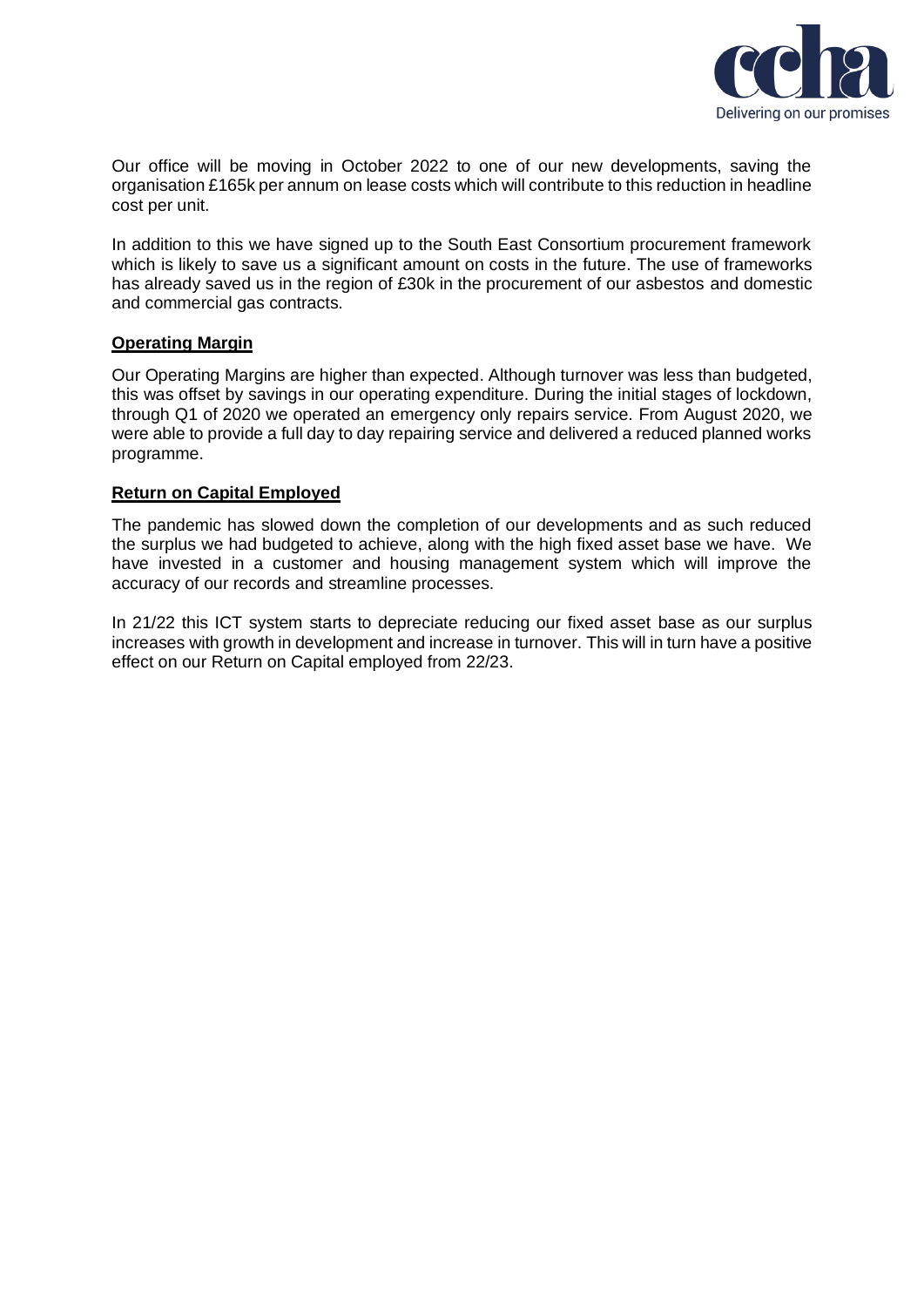Our office will be moving in October 2022 to one of our new developments, saving the organisation £165k per annum on lease costs which will contribute to this reduction in headline cost per unit.

In addition to this we have signed up to the South East Consortium procurement framework which is likely to save us a significant amount on costs in the future. The use of frameworks has already saved us in the region of £30k in the procurement of our asbestos and domestic and commercial gas contracts.

**Operating Margin**

Our Operating Margins are higher than expected. Although turnover was less than budgeted, this was offset by savings in our operating expenditure. During the initial stages of lockdown, through Q1 of 2020 we operated an emergency only repairs service. From August 2020, we were able to provide a full day to day repairing service and delivered a reduced planned works programme.

**Return on Capital Employed**

The pandemic has slowed down the completion of our developments and as such reduced the surplus we had budgeted to achieve, along with the high fixed asset base we have. We have invested in a customer and housing management system which will improve the accuracy of our records and streamline processes.

In 21/22 this ICT system starts to depreciate reducing our fixed asset base as our surplus increases with growth in development and increase in turnover. This will in turn have a positive effect on our Return on Capital employed from 22/23.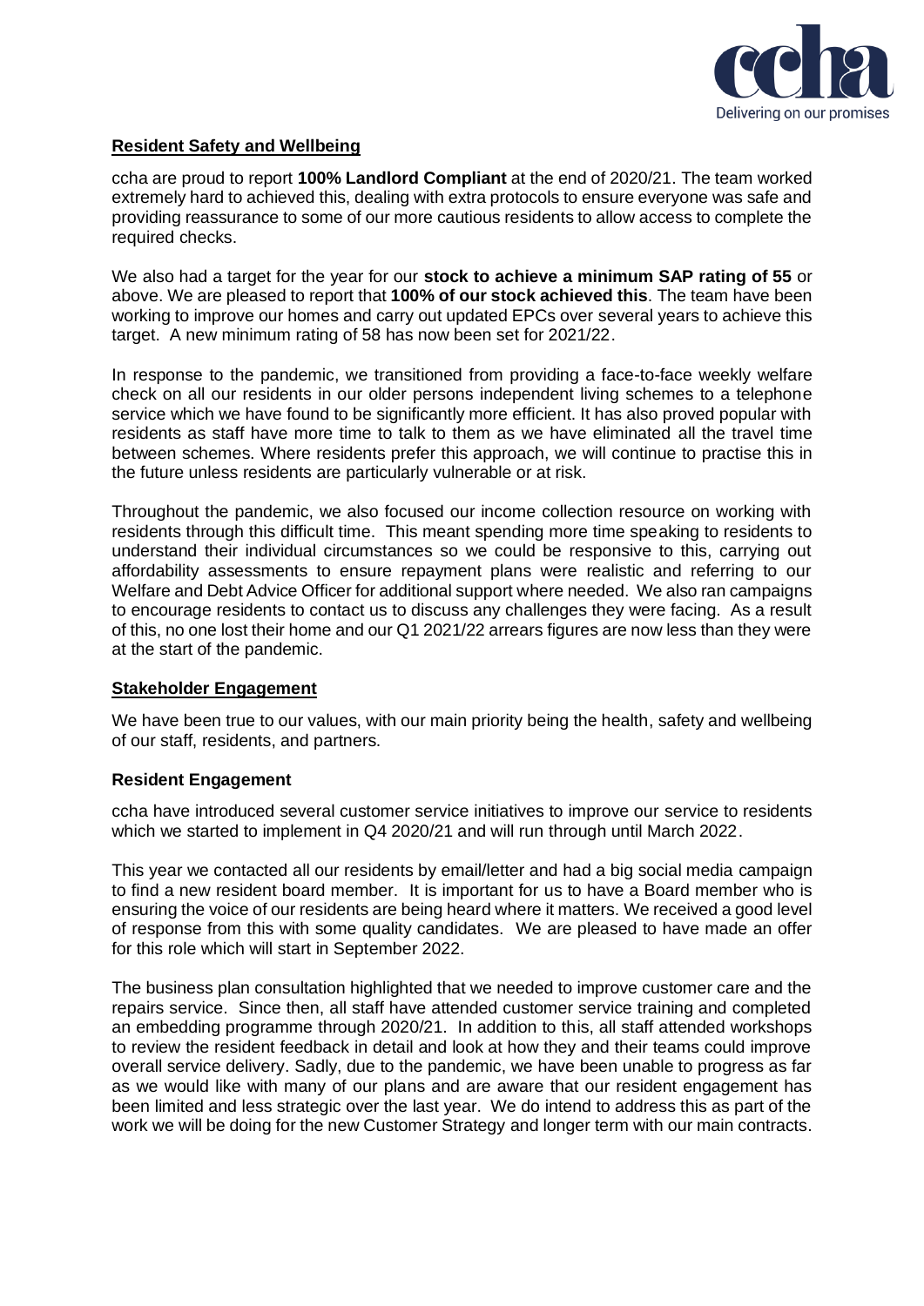## Resident Safety and Wellbeing

ccha are proud to report **100% Landlord Compliant** at the end of 2020/21. The team worked extremely hard to achieved this, dealing with extra protocols to ensure everyone was safe and providing reassurance to some of our more cautious residents to allow access to complete the required checks.

We also had a target for the year for our **stock to achieve a minimum SAP rating of 55** or above. We are pleased to report that **100% of our stock achieved this**. The team have been working to improve our homes and carry out updated EPCs over several years to achieve this target. A new minimum rating of 58 has now been set for 2021/22.

In response to the pandemic, we transitioned from providing a face-to-face weekly welfare check on all our residents in our older persons independent living schemes to a telephone service which we have found to be significantly more efficient. It has also proved popular with residents as staff have more time to talk to them as we have eliminated all the travel time between schemes. Where residents prefer this approach, we will continue to practise this in the future unless residents are particularly vulnerable or at risk.

Throughout the pandemic, we also focused our income collection resource on working with residents through this difficult time. This meant spending more time speaking to residents to understand their individual circumstances so we could be responsive to this, carrying out affordability assessments to ensure repayment plans were realistic and referring to our Welfare and Debt Advice Officer for additional support where needed. We also ran campaigns to encourage residents to contact us to discuss any challenges they were facing. As a result of this, no one lost their home and our Q1 2021/22 arrears figures are now less than they were at the start of the pandemic.

## Stakeholder Engagement

We have been true to our values, with our main priority being the health, safety and wellbeing of our staff, residents, and partners.

### Resident Engagement

ccha have introduced several customer service initiatives to improve our service to residents which we started to implement in Q4 2020/21 and will run through until March 2022.

This year we contacted all our residents by email/letter and had a big social media campaign to find a new resident board member. It is important for us to have a Board member who is ensuring the voice of our residents are being heard where it matters. We received a good level of response from this with some quality candidates. We are pleased to have made an offer for this role which will start in September 2022.

The business plan consultation highlighted that we needed to improve customer care and the repairs service. Since then, all staff have attended customer service training and completed an embedding programme through 2020/21. In addition to this, all staff attended workshops to review the resident feedback in detail and look at how they and their teams could improve overall service delivery. Sadly, due to the pandemic, we have been unable to progress as far as we would like with many of our plans and are aware that our resident engagement has been limited and less strategic over the last year. We do intend to address this as part of the work we will be doing for the new Customer Strategy and longer term with our main contracts.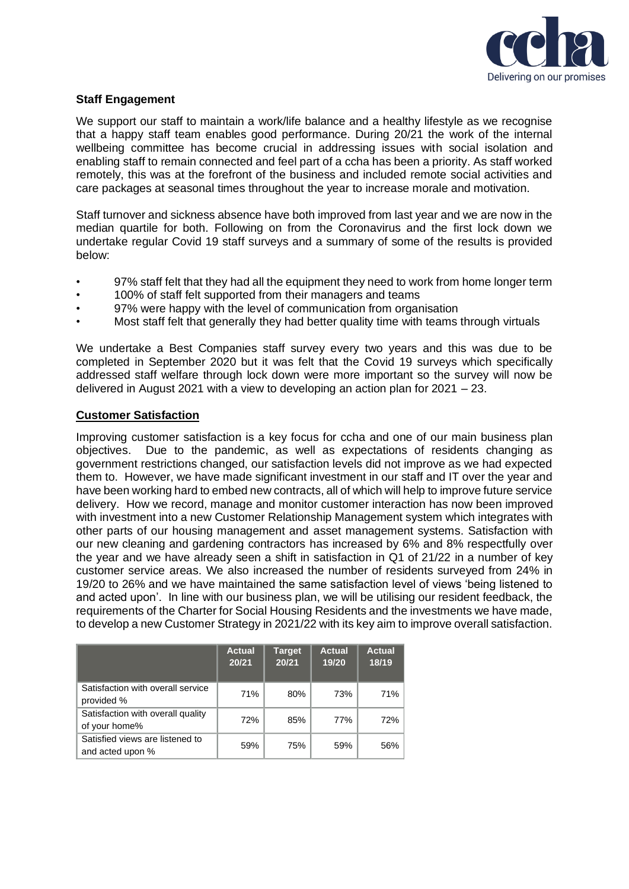**Staff Engagement**

We support our staff to maintain a work/life balance and a healthy lifestyle as we recognise that a happy staff team enables good performance. During 20/21 the work of the internal wellbeing committee has become crucial in addressing issues with social isolation and enabling staff to remain connected and feel part of a ccha has been a priority. As staff worked remotely, this was at the forefront of the business and included remote social activities and care packages at seasonal times throughout the year to increase morale and motivation.

Staff turnover and sickness absence have both improved from last year and we are now in the median quartile for both. Following on from the Coronavirus and the first lock down we undertake regular Covid 19 staff surveys and a summary of some of the results is provided below:

- 97% staff felt that they had all the equipment they need to work from home longer term
- 100% of staff felt supported from their managers and teams
- 97% were happy with the level of communication from organisation
- Most staff felt that generally they had better quality time with teams through virtuals

We undertake a Best Companies staff survey every two years and this was due to be completed in September 2020 but it was felt that the Covid 19 surveys which specifically addressed staff welfare through lock down were more important so the survey will now be delivered in August 2021 with a view to developing an action plan for 2021 – 23.

**Customer Satisfaction**

Improving customer satisfaction is a key focus for ccha and one of our main business plan objectives. Due to the pandemic, as well as expectations of residents changing as government restrictions changed, our satisfaction levels did not improve as we had expected them to. However, we have made significant investment in our staff and IT over the year and have been working hard to embed new contracts, all of which will help to improve future service delivery. How we record, manage and monitor customer interaction has now been improved with investment into a new Customer Relationship Management system which integrates with other parts of our housing management and asset management systems. Satisfaction with our new cleaning and gardening contractors has increased by 6% and 8% respectfully over the year and we have already seen a shift in satisfaction in Q1 of 21/22 in a number of key customer service areas. We also increased the number of residents surveyed from 24% in 19/20 to 26% and we have maintained the same satisfaction level of views 'being listened to and acted upon'. In line with our business plan, we will be utilising our resident feedback, the requirements of the Charter for Social Housing Residents and the investments we have made, to develop a new Customer Strategy in 2021/22 with its key aim to improve overall satisfaction.

| | Actual 20/21 | Target 20/21 | Actual 19/20 | Actual 18/19 |
|---|---|---|---|---|
| Satisfaction with overall service provided % | 71% | 80% | 73% | 71% |
| Satisfaction with overall quality of your home% | 72% | 85% | 77% | 72% |
| Satisfied views are listened to and acted upon % | 59% | 75% | 59% | 56% |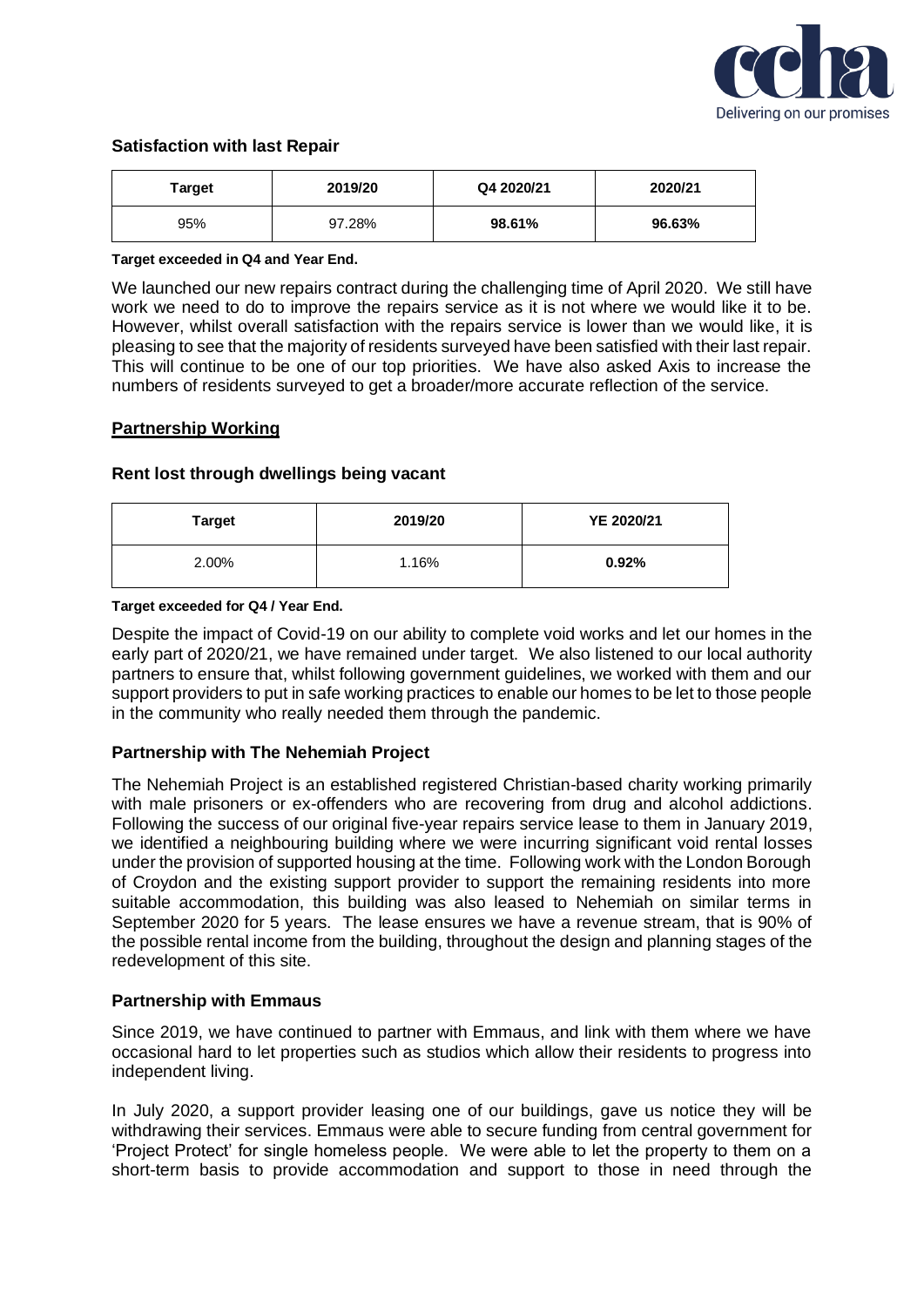### Satisfaction with last Repair

| Target | 2019/20 | Q4 2020/21 | 2020/21 |
|---|---|---|---|
| 95% | 97.28% | **98.61%** | **96.63%** |

**Target exceeded in Q4 and Year End.**

We launched our new repairs contract during the challenging time of April 2020. We still have work we need to do to improve the repairs service as it is not where we would like it to be. However, whilst overall satisfaction with the repairs service is lower than we would like, it is pleasing to see that the majority of residents surveyed have been satisfied with their last repair. This will continue to be one of our top priorities. We have also asked Axis to increase the numbers of residents surveyed to get a broader/more accurate reflection of the service.

## Partnership Working

### Rent lost through dwellings being vacant

| Target | 2019/20 | YE 2020/21 |
|---|---|---|
| 2.00% | 1.16% | **0.92%** |

**Target exceeded for Q4 / Year End.**

Despite the impact of Covid-19 on our ability to complete void works and let our homes in the early part of 2020/21, we have remained under target. We also listened to our local authority partners to ensure that, whilst following government guidelines, we worked with them and our support providers to put in safe working practices to enable our homes to be let to those people in the community who really needed them through the pandemic.

### Partnership with The Nehemiah Project

The Nehemiah Project is an established registered Christian-based charity working primarily with male prisoners or ex-offenders who are recovering from drug and alcohol addictions. Following the success of our original five-year repairs service lease to them in January 2019, we identified a neighbouring building where we were incurring significant void rental losses under the provision of supported housing at the time. Following work with the London Borough of Croydon and the existing support provider to support the remaining residents into more suitable accommodation, this building was also leased to Nehemiah on similar terms in September 2020 for 5 years. The lease ensures we have a revenue stream, that is 90% of the possible rental income from the building, throughout the design and planning stages of the redevelopment of this site.

### Partnership with Emmaus

Since 2019, we have continued to partner with Emmaus, and link with them where we have occasional hard to let properties such as studios which allow their residents to progress into independent living.

In July 2020, a support provider leasing one of our buildings, gave us notice they will be withdrawing their services. Emmaus were able to secure funding from central government for 'Project Protect' for single homeless people. We were able to let the property to them on a short-term basis to provide accommodation and support to those in need through the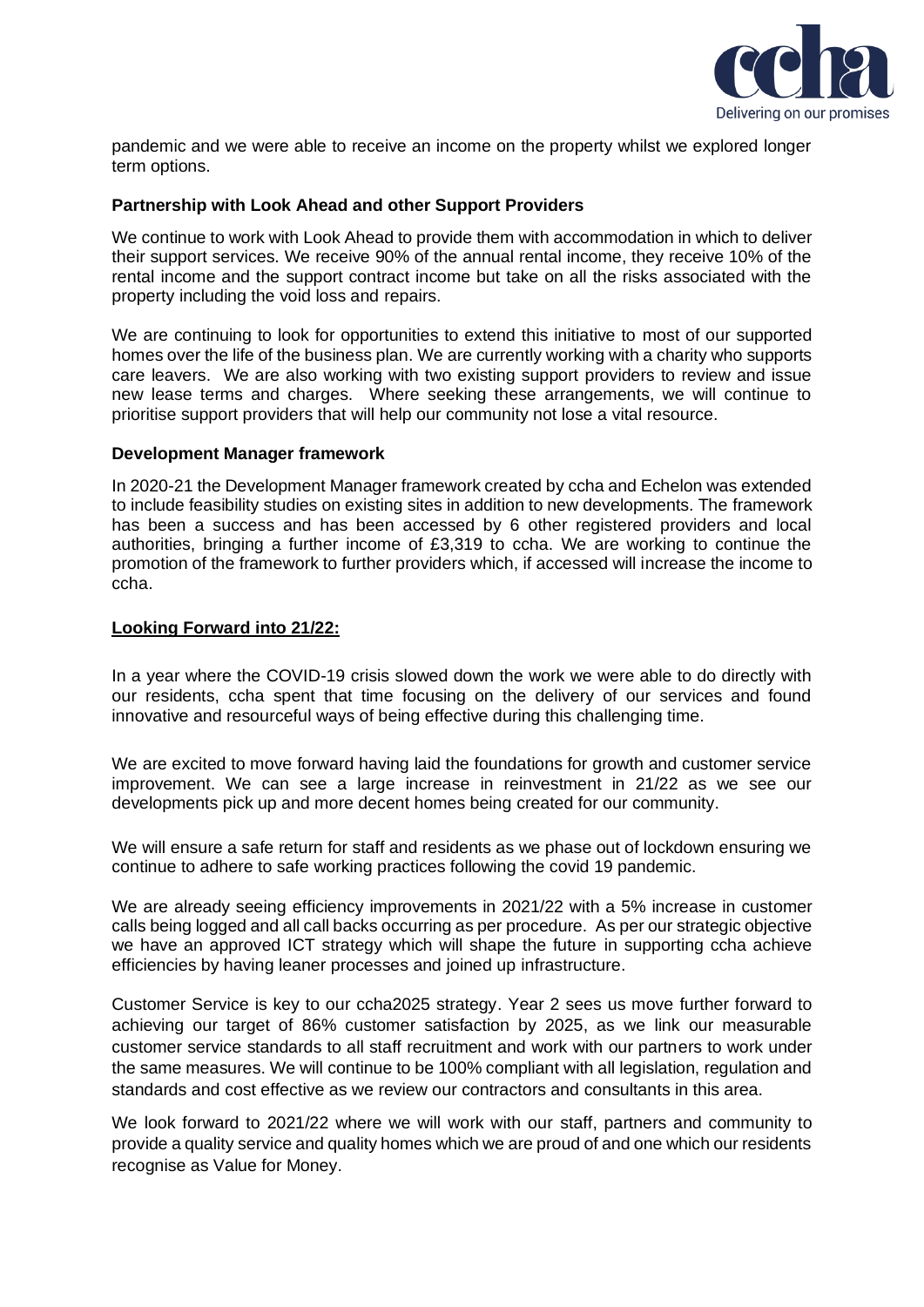pandemic and we were able to receive an income on the property whilst we explored longer term options.

**Partnership with Look Ahead and other Support Providers**

We continue to work with Look Ahead to provide them with accommodation in which to deliver their support services. We receive 90% of the annual rental income, they receive 10% of the rental income and the support contract income but take on all the risks associated with the property including the void loss and repairs.

We are continuing to look for opportunities to extend this initiative to most of our supported homes over the life of the business plan. We are currently working with a charity who supports care leavers. We are also working with two existing support providers to review and issue new lease terms and charges. Where seeking these arrangements, we will continue to prioritise support providers that will help our community not lose a vital resource.

**Development Manager framework**

In 2020-21 the Development Manager framework created by ccha and Echelon was extended to include feasibility studies on existing sites in addition to new developments. The framework has been a success and has been accessed by 6 other registered providers and local authorities, bringing a further income of £3,319 to ccha. We are working to continue the promotion of the framework to further providers which, if accessed will increase the income to ccha.

**Looking Forward into 21/22:**

In a year where the COVID-19 crisis slowed down the work we were able to do directly with our residents, ccha spent that time focusing on the delivery of our services and found innovative and resourceful ways of being effective during this challenging time.

We are excited to move forward having laid the foundations for growth and customer service improvement. We can see a large increase in reinvestment in 21/22 as we see our developments pick up and more decent homes being created for our community.

We will ensure a safe return for staff and residents as we phase out of lockdown ensuring we continue to adhere to safe working practices following the covid 19 pandemic.

We are already seeing efficiency improvements in 2021/22 with a 5% increase in customer calls being logged and all call backs occurring as per procedure. As per our strategic objective we have an approved ICT strategy which will shape the future in supporting ccha achieve efficiencies by having leaner processes and joined up infrastructure.

Customer Service is key to our ccha2025 strategy. Year 2 sees us move further forward to achieving our target of 86% customer satisfaction by 2025, as we link our measurable customer service standards to all staff recruitment and work with our partners to work under the same measures. We will continue to be 100% compliant with all legislation, regulation and standards and cost effective as we review our contractors and consultants in this area.

We look forward to 2021/22 where we will work with our staff, partners and community to provide a quality service and quality homes which we are proud of and one which our residents recognise as Value for Money.